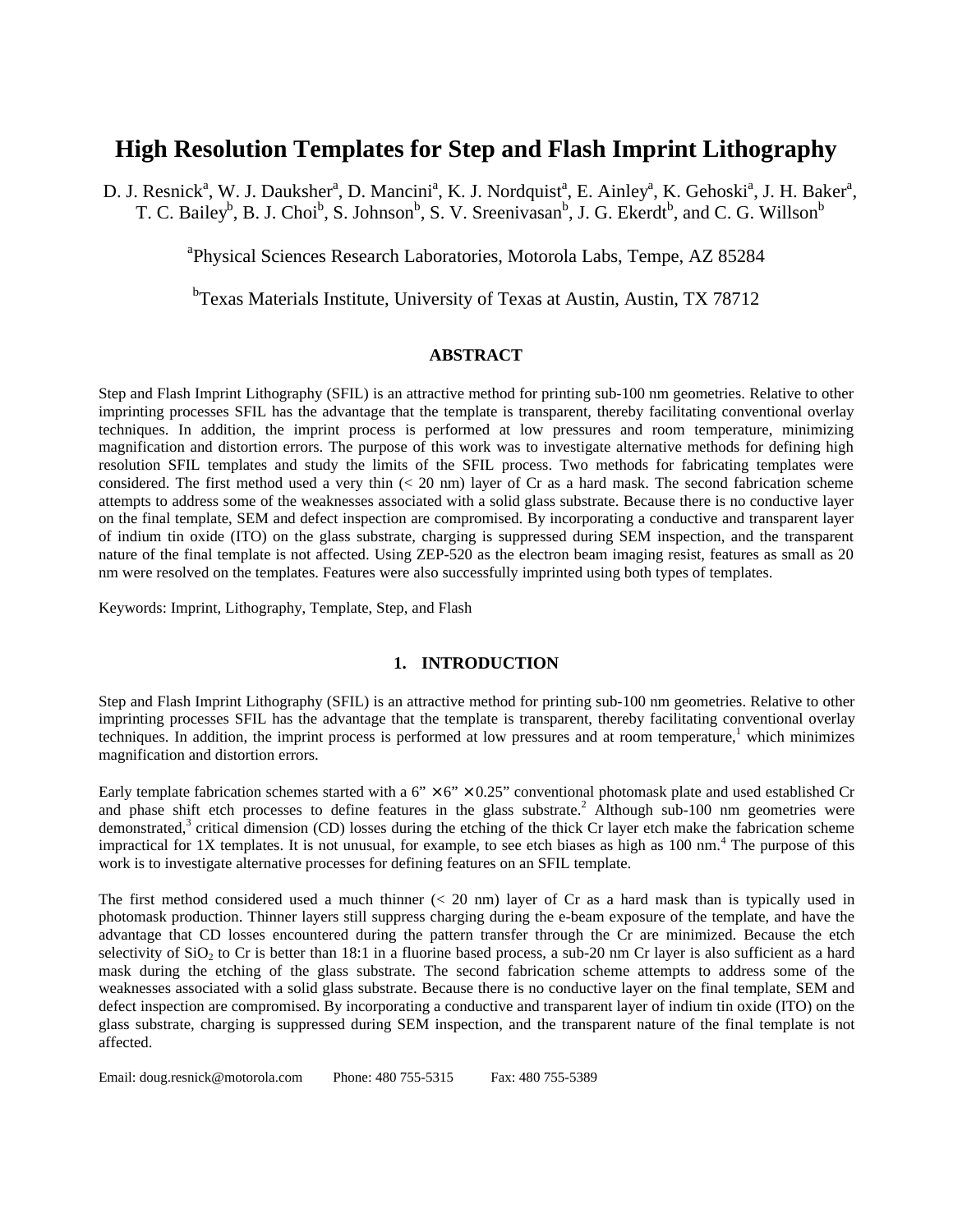# High Resolution Templates for Step and Flash Imprint Lithography

D. J. Resnick[a], W. J. Dauksher[a], D. Mancini[a], K. J. Nordquist[a], E. Ainley[a], K. Gehoski[a], J. H. Baker[a], T. C. Bailey[b], B. J. Choi[b], S. Johnson[b], S. V. Sreenivasan[b], J. G. Ekerdt[b], and C. G. Willson[b]

[a]Physical Sciences Research Laboratories, Motorola Labs, Tempe, AZ 85284

[b]Texas Materials Institute, University of Texas at Austin, Austin, TX 78712

## ABSTRACT

Step and Flash Imprint Lithography (SFIL) is an attractive method for printing sub-100 nm geometries. Relative to other imprinting processes SFIL has the advantage that the template is transparent, thereby facilitating conventional overlay techniques. In addition, the imprint process is performed at low pressures and room temperature, minimizing magnification and distortion errors. The purpose of this work was to investigate alternative methods for defining high resolution SFIL templates and study the limits of the SFIL process. Two methods for fabricating templates were considered. The first method used a very thin (< 20 nm) layer of Cr as a hard mask. The second fabrication scheme attempts to address some of the weaknesses associated with a solid glass substrate. Because there is no conductive layer on the final template, SEM and defect inspection are compromised. By incorporating a conductive and transparent layer of indium tin oxide (ITO) on the glass substrate, charging is suppressed during SEM inspection, and the transparent nature of the final template is not affected. Using ZEP-520 as the electron beam imaging resist, features as small as 20 nm were resolved on the templates. Features were also successfully imprinted using both types of templates.

Keywords: Imprint, Lithography, Template, Step, and Flash

## 1. INTRODUCTION

Step and Flash Imprint Lithography (SFIL) is an attractive method for printing sub-100 nm geometries. Relative to other imprinting processes SFIL has the advantage that the template is transparent, thereby facilitating conventional overlay techniques. In addition, the imprint process is performed at low pressures and at room temperature,[1] which minimizes magnification and distortion errors.

Early template fabrication schemes started with a 6" × 6" × 0.25" conventional photomask plate and used established Cr and phase shift etch processes to define features in the glass substrate.[2] Although sub-100 nm geometries were demonstrated,[3] critical dimension (CD) losses during the etching of the thick Cr layer etch make the fabrication scheme impractical for 1X templates. It is not unusual, for example, to see etch biases as high as 100 nm.[4] The purpose of this work is to investigate alternative processes for defining features on an SFIL template.

The first method considered used a much thinner (< 20 nm) layer of Cr as a hard mask than is typically used in photomask production. Thinner layers still suppress charging during the e-beam exposure of the template, and have the advantage that CD losses encountered during the pattern transfer through the Cr are minimized. Because the etch selectivity of $SiO_2$ to Cr is better than 18:1 in a fluorine based process, a sub-20 nm Cr layer is also sufficient as a hard mask during the etching of the glass substrate. The second fabrication scheme attempts to address some of the weaknesses associated with a solid glass substrate. Because there is no conductive layer on the final template, SEM and defect inspection are compromised. By incorporating a conductive and transparent layer of indium tin oxide (ITO) on the glass substrate, charging is suppressed during SEM inspection, and the transparent nature of the final template is not affected.

Email: doug.resnick@motorola.com Phone: 480 755-5315 Fax: 480 755-5389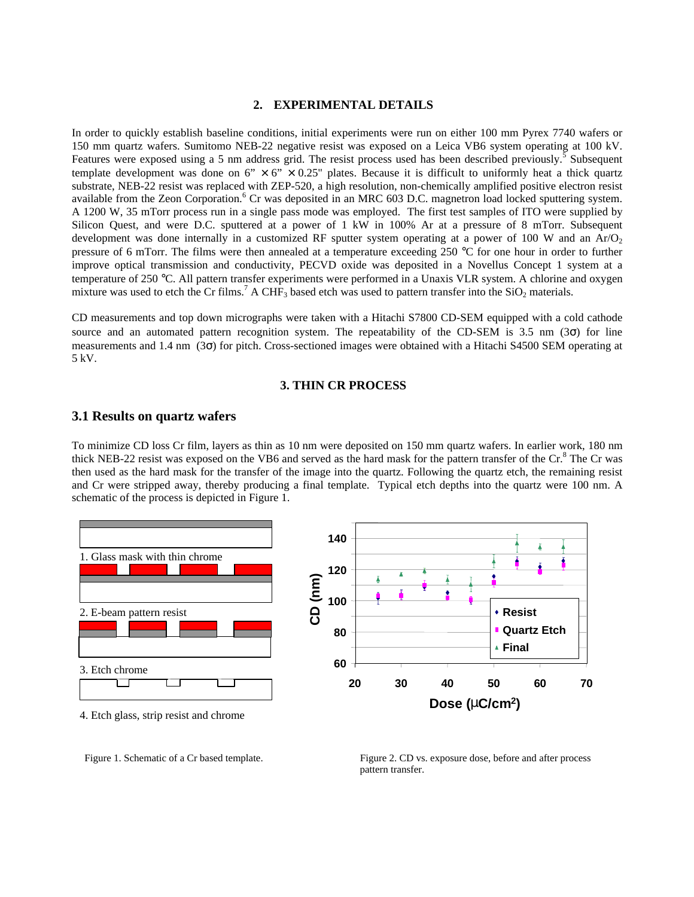## 2. EXPERIMENTAL DETAILS

In order to quickly establish baseline conditions, initial experiments were run on either 100 mm Pyrex 7740 wafers or 150 mm quartz wafers. Sumitomo NEB-22 negative resist was exposed on a Leica VB6 system operating at 100 kV. Features were exposed using a 5 nm address grid. The resist process used has been described previously.[5] Subsequent template development was done on 6" × 6" × 0.25" plates. Because it is difficult to uniformly heat a thick quartz substrate, NEB-22 resist was replaced with ZEP-520, a high resolution, non-chemically amplified positive electron resist available from the Zeon Corporation.[6] Cr was deposited in an MRC 603 D.C. magnetron load locked sputtering system. A 1200 W, 35 mTorr process run in a single pass mode was employed. The first test samples of ITO were supplied by Silicon Quest, and were D.C. sputtered at a power of 1 kW in 100% Ar at a pressure of 8 mTorr. Subsequent development was done internally in a customized RF sputter system operating at a power of 100 W and an $Ar/O_2$ pressure of 6 mTorr. The films were then annealed at a temperature exceeding 250 °C for one hour in order to further improve optical transmission and conductivity, PECVD oxide was deposited in a Novellus Concept 1 system at a temperature of 250 °C. All pattern transfer experiments were performed in a Unaxis VLR system. A chlorine and oxygen mixture was used to etch the Cr films.[7] A $CHF_3$ based etch was used to pattern transfer into the $SiO_2$ materials.

CD measurements and top down micrographs were taken with a Hitachi S7800 CD-SEM equipped with a cold cathode source and an automated pattern recognition system. The repeatability of the CD-SEM is 3.5 nm (3σ) for line measurements and 1.4 nm (3σ) for pitch. Cross-sectioned images were obtained with a Hitachi S4500 SEM operating at 5 kV.

## 3. THIN CR PROCESS

### 3.1 Results on quartz wafers

To minimize CD loss Cr film, layers as thin as 10 nm were deposited on 150 mm quartz wafers. In earlier work, 180 nm thick NEB-22 resist was exposed on the VB6 and served as the hard mask for the pattern transfer of the Cr.[8] The Cr was then used as the hard mask for the transfer of the image into the quartz. Following the quartz etch, the remaining resist and Cr were stripped away, thereby producing a final template. Typical etch depths into the quartz were 100 nm. A schematic of the process is depicted in Figure 1.

1. Glass mask with thin chrome

2. E-beam pattern resist

3. Etch chrome

4. Etch glass, strip resist and chrome

Figure 1. Schematic of a Cr based template.

CD (nm)

140
120
100
80
60

20 30 40 50 60 70

Dose (μC/cm²)

Resist
Quartz Etch
Final

Figure 2. CD vs. exposure dose, before and after process pattern transfer.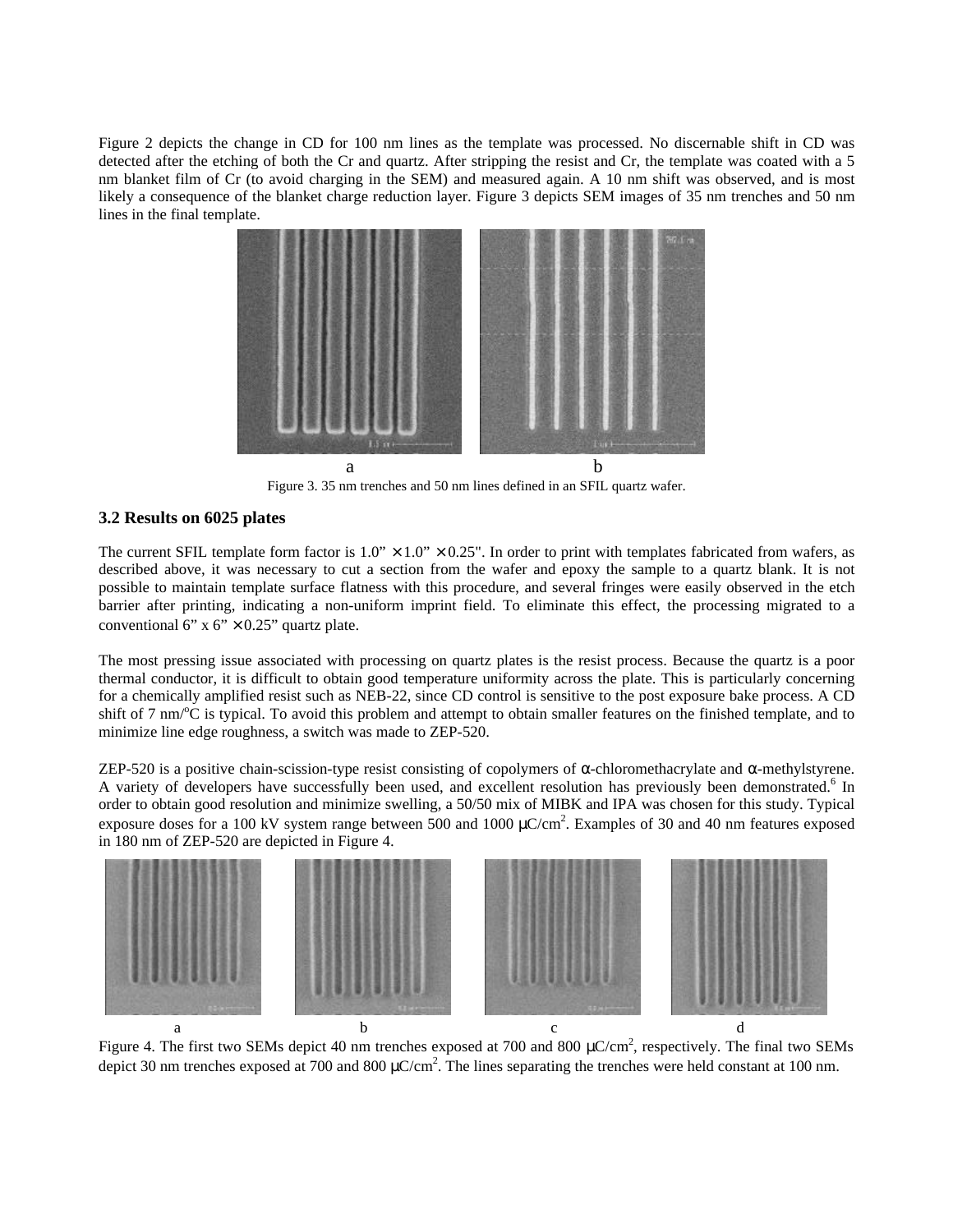Figure 2 depicts the change in CD for 100 nm lines as the template was processed. No discernable shift in CD was detected after the etching of both the Cr and quartz. After stripping the resist and Cr, the template was coated with a 5 nm blanket film of Cr (to avoid charging in the SEM) and measured again. A 10 nm shift was observed, and is most likely a consequence of the blanket charge reduction layer. Figure 3 depicts SEM images of 35 nm trenches and 50 nm lines in the final template.

a b

Figure 3. 35 nm trenches and 50 nm lines defined in an SFIL quartz wafer.

### 3.2 Results on 6025 plates

The current SFIL template form factor is 1.0" × 1.0" × 0.25". In order to print with templates fabricated from wafers, as described above, it was necessary to cut a section from the wafer and epoxy the sample to a quartz blank. It is not possible to maintain template surface flatness with this procedure, and several fringes were easily observed in the etch barrier after printing, indicating a non-uniform imprint field. To eliminate this effect, the processing migrated to a conventional 6" x 6" × 0.25" quartz plate.

The most pressing issue associated with processing on quartz plates is the resist process. Because the quartz is a poor thermal conductor, it is difficult to obtain good temperature uniformity across the plate. This is particularly concerning for a chemically amplified resist such as NEB-22, since CD control is sensitive to the post exposure bake process. A CD shift of 7 nm/$^{o}$C is typical. To avoid this problem and attempt to obtain smaller features on the finished template, and to minimize line edge roughness, a switch was made to ZEP-520.

ZEP-520 is a positive chain-scission-type resist consisting of copolymers of α-chloromethacrylate and α-methylstyrene. A variety of developers have successfully been used, and excellent resolution has previously been demonstrated.[6] In order to obtain good resolution and minimize swelling, a 50/50 mix of MIBK and IPA was chosen for this study. Typical exposure doses for a 100 kV system range between 500 and 1000 μC/cm$^2$. Examples of 30 and 40 nm features exposed in 180 nm of ZEP-520 are depicted in Figure 4.

a b c d

Figure 4. The first two SEMs depict 40 nm trenches exposed at 700 and 800 μC/cm$^2$, respectively. The final two SEMs depict 30 nm trenches exposed at 700 and 800 μC/cm$^2$. The lines separating the trenches were held constant at 100 nm.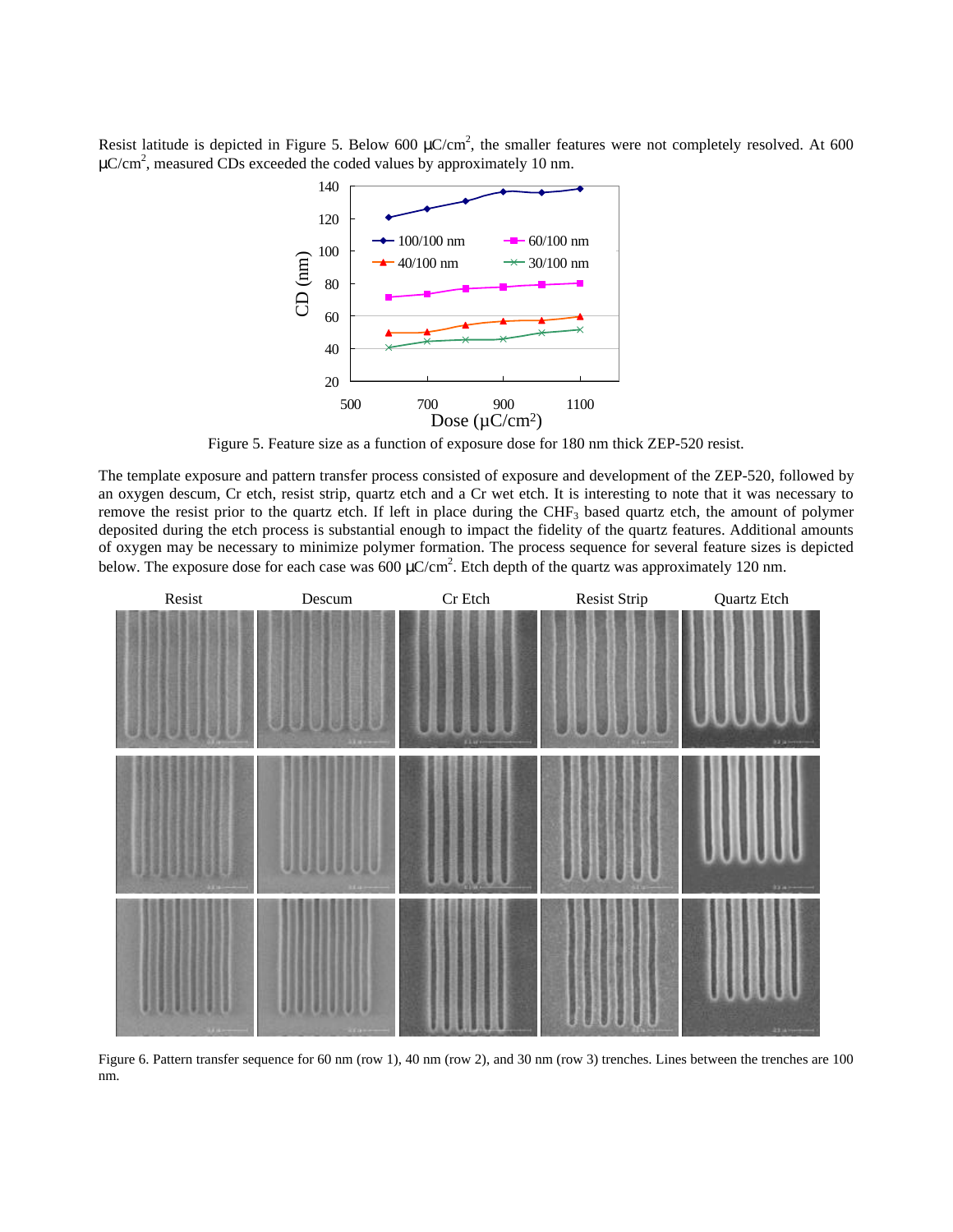Resist latitude is depicted in Figure 5. Below 600 μC/cm$^2$, the smaller features were not completely resolved. At 600 μC/cm$^2$, measured CDs exceeded the coded values by approximately 10 nm.

CD (nm)
140
120
100
80
60
40
20
500
700
900
1100
Dose (μC/cm$^2$)
100/100 nm
60/100 nm
40/100 nm
30/100 nm

Figure 5. Feature size as a function of exposure dose for 180 nm thick ZEP-520 resist.

The template exposure and pattern transfer process consisted of exposure and development of the ZEP-520, followed by an oxygen descum, Cr etch, resist strip, quartz etch and a Cr wet etch. It is interesting to note that it was necessary to remove the resist prior to the quartz etch. If left in place during the $CHF_3$ based quartz etch, the amount of polymer deposited during the etch process is substantial enough to impact the fidelity of the quartz features. Additional amounts of oxygen may be necessary to minimize polymer formation. The process sequence for several feature sizes is depicted below. The exposure dose for each case was 600 μC/cm$^2$. Etch depth of the quartz was approximately 120 nm.

Resist
Descum
Cr Etch
Resist Strip
Quartz Etch

Figure 6. Pattern transfer sequence for 60 nm (row 1), 40 nm (row 2), and 30 nm (row 3) trenches. Lines between the trenches are 100 nm.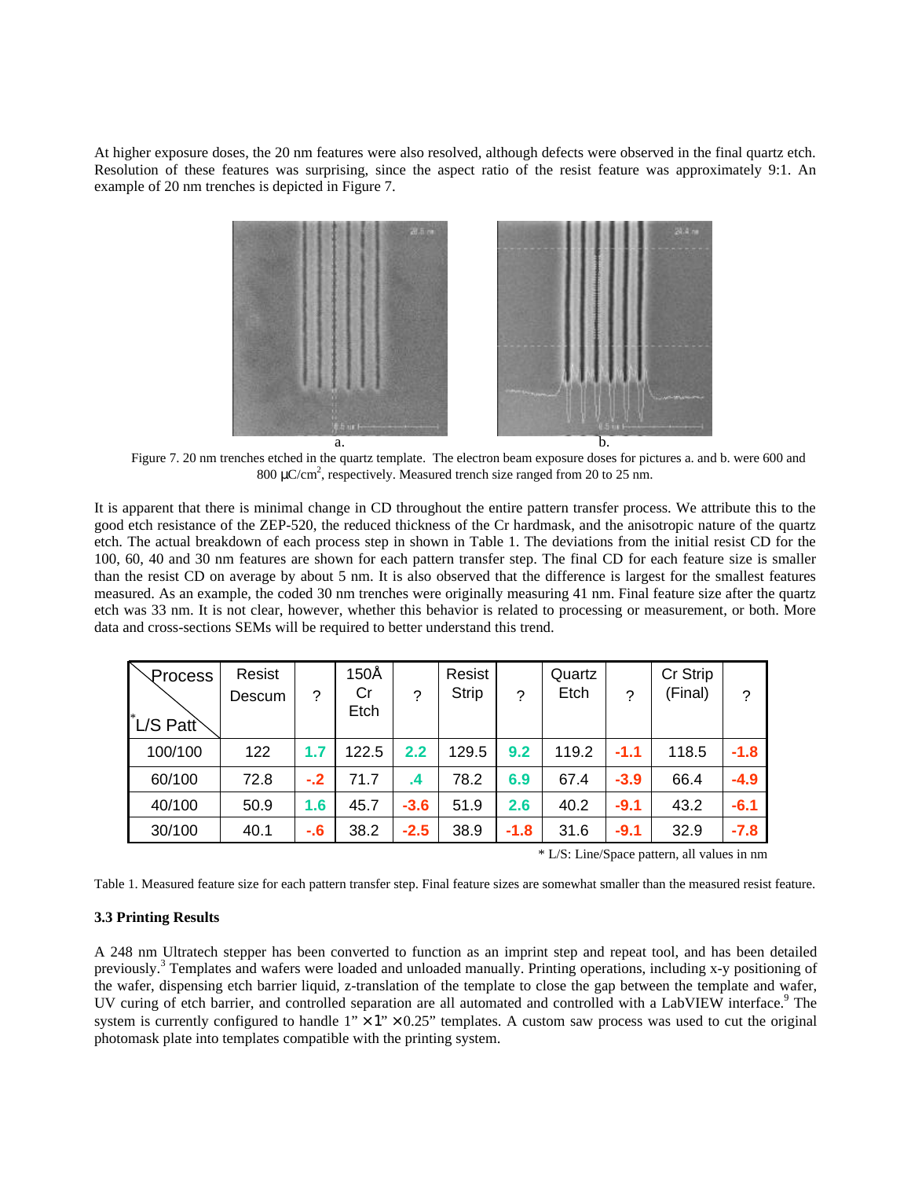At higher exposure doses, the 20 nm features were also resolved, although defects were observed in the final quartz etch. Resolution of these features was surprising, since the aspect ratio of the resist feature was approximately 9:1. An example of 20 nm trenches is depicted in Figure 7.

a. b.

Figure 7. 20 nm trenches etched in the quartz template. The electron beam exposure doses for pictures a. and b. were 600 and 800 μC/cm$^2$, respectively. Measured trench size ranged from 20 to 25 nm.

It is apparent that there is minimal change in CD throughout the entire pattern transfer process. We attribute this to the good etch resistance of the ZEP-520, the reduced thickness of the Cr hardmask, and the anisotropic nature of the quartz etch. The actual breakdown of each process step in shown in Table 1. The deviations from the initial resist CD for the 100, 60, 40 and 30 nm features are shown for each pattern transfer step. The final CD for each feature size is smaller than the resist CD on average by about 5 nm. It is also observed that the difference is largest for the smallest features measured. As an example, the coded 30 nm trenches were originally measuring 41 nm. Final feature size after the quartz etch was 33 nm. It is not clear, however, whether this behavior is related to processing or measurement, or both. More data and cross-sections SEMs will be required to better understand this trend.

| Process / *L/S Patt | Resist Descum | ? | 150Å Cr Etch | ? | Resist Strip | ? | Quartz Etch | ? | Cr Strip (Final) | ? |
|---|---|---|---|---|---|---|---|---|---|---|
| 100/100 | 122 | 1.7 | 122.5 | 2.2 | 129.5 | 9.2 | 119.2 | -1.1 | 118.5 | -1.8 |
| 60/100 | 72.8 | -.2 | 71.7 | .4 | 78.2 | 6.9 | 67.4 | -3.9 | 66.4 | -4.9 |
| 40/100 | 50.9 | 1.6 | 45.7 | -3.6 | 51.9 | 2.6 | 40.2 | -9.1 | 43.2 | -6.1 |
| 30/100 | 40.1 | -.6 | 38.2 | -2.5 | 38.9 | -1.8 | 31.6 | -9.1 | 32.9 | -7.8 |

* L/S: Line/Space pattern, all values in nm

Table 1. Measured feature size for each pattern transfer step. Final feature sizes are somewhat smaller than the measured resist feature.

**3.3 Printing Results**

A 248 nm Ultratech stepper has been converted to function as an imprint step and repeat tool, and has been detailed previously.[3] Templates and wafers were loaded and unloaded manually. Printing operations, including x-y positioning of the wafer, dispensing etch barrier liquid, z-translation of the template to close the gap between the template and wafer, UV curing of etch barrier, and controlled separation are all automated and controlled with a LabVIEW interface.[9] The system is currently configured to handle 1" × 1" × 0.25" templates. A custom saw process was used to cut the original photomask plate into templates compatible with the printing system.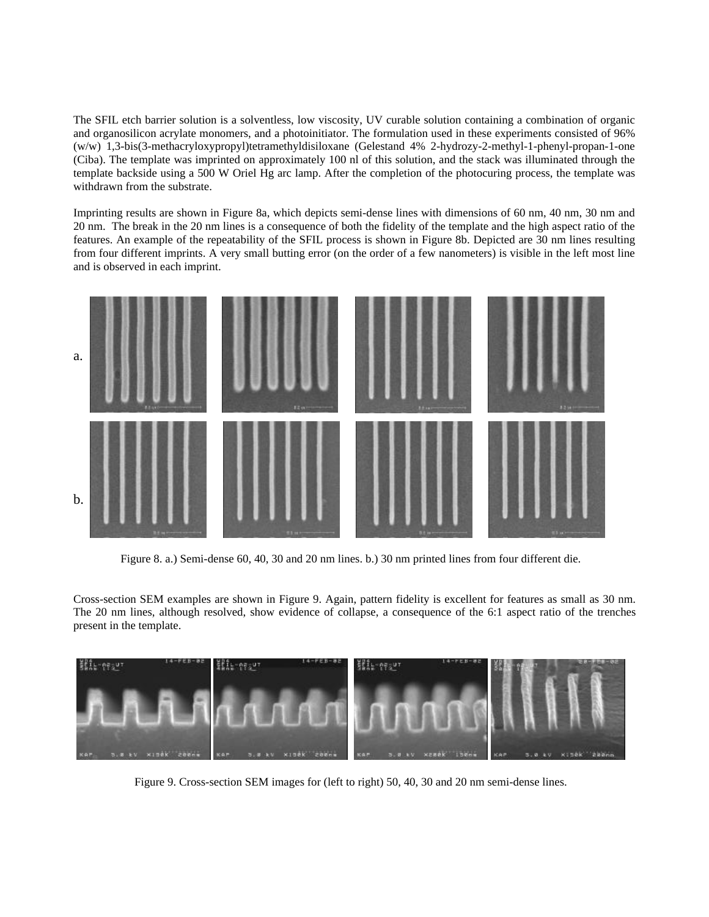The SFIL etch barrier solution is a solventless, low viscosity, UV curable solution containing a combination of organic and organosilicon acrylate monomers, and a photoinitiator. The formulation used in these experiments consisted of 96% (w/w) 1,3-bis(3-methacryloxypropyl)tetramethyldisiloxane (Gelestand 4% 2-hydrozy-2-methyl-1-phenyl-propan-1-one (Ciba). The template was imprinted on approximately 100 nl of this solution, and the stack was illuminated through the template backside using a 500 W Oriel Hg arc lamp. After the completion of the photocuring process, the template was withdrawn from the substrate.

Imprinting results are shown in Figure 8a, which depicts semi-dense lines with dimensions of 60 nm, 40 nm, 30 nm and 20 nm. The break in the 20 nm lines is a consequence of both the fidelity of the template and the high aspect ratio of the features. An example of the repeatability of the SFIL process is shown in Figure 8b. Depicted are 30 nm lines resulting from four different imprints. A very small butting error (on the order of a few nanometers) is visible in the left most line and is observed in each imprint.

a.

b.

Figure 8. a.) Semi-dense 60, 40, 30 and 20 nm lines. b.) 30 nm printed lines from four different die.

Cross-section SEM examples are shown in Figure 9. Again, pattern fidelity is excellent for features as small as 30 nm. The 20 nm lines, although resolved, show evidence of collapse, a consequence of the 6:1 aspect ratio of the trenches present in the template.

Figure 9. Cross-section SEM images for (left to right) 50, 40, 30 and 20 nm semi-dense lines.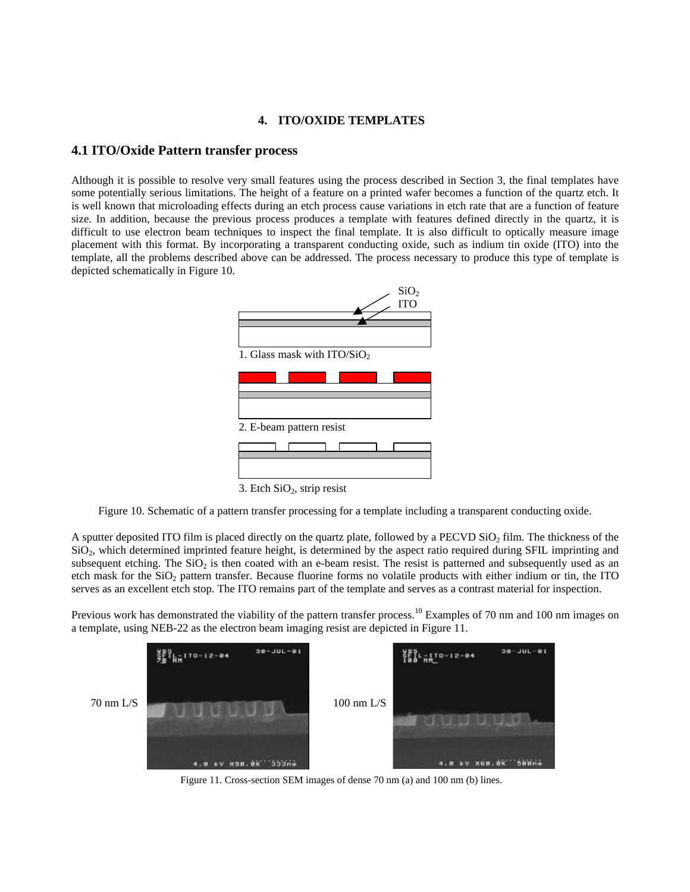## 4. ITO/OXIDE TEMPLATES

### 4.1 ITO/Oxide Pattern transfer process

Although it is possible to resolve very small features using the process described in Section 3, the final templates have some potentially serious limitations. The height of a feature on a printed wafer becomes a function of the quartz etch. It is well known that microloading effects during an etch process cause variations in etch rate that are a function of feature size. In addition, because the previous process produces a template with features defined directly in the quartz, it is difficult to use electron beam techniques to inspect the final template. It is also difficult to optically measure image placement with this format. By incorporating a transparent conducting oxide, such as indium tin oxide (ITO) into the template, all the problems described above can be addressed. The process necessary to produce this type of template is depicted schematically in Figure 10.

$SiO_2$

ITO

1. Glass mask with ITO/$SiO_2$

2. E-beam pattern resist

3. Etch $SiO_2$, strip resist

Figure 10. Schematic of a pattern transfer processing for a template including a transparent conducting oxide.

A sputter deposited ITO film is placed directly on the quartz plate, followed by a PECVD $SiO_2$ film. The thickness of the $SiO_2$, which determined imprinted feature height, is determined by the aspect ratio required during SFIL imprinting and subsequent etching. The $SiO_2$ is then coated with an e-beam resist. The resist is patterned and subsequently used as an etch mask for the $SiO_2$ pattern transfer. Because fluorine forms no volatile products with either indium or tin, the ITO serves as an excellent etch stop. The ITO remains part of the template and serves as a contrast material for inspection.

Previous work has demonstrated the viability of the pattern transfer process.[10] Examples of 70 nm and 100 nm images on a template, using NEB-22 as the electron beam imaging resist are depicted in Figure 11.

70 nm L/S

100 nm L/S

Figure 11. Cross-section SEM images of dense 70 nm (a) and 100 nm (b) lines.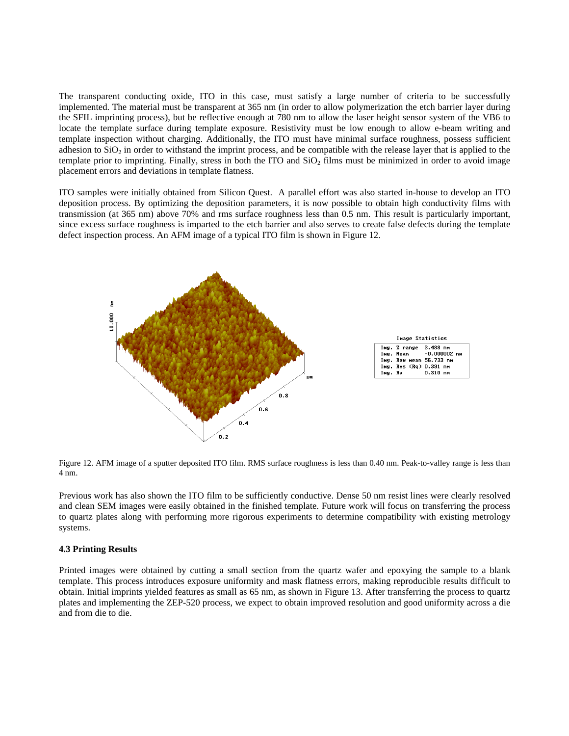The transparent conducting oxide, ITO in this case, must satisfy a large number of criteria to be successfully implemented. The material must be transparent at 365 nm (in order to allow polymerization the etch barrier layer during the SFIL imprinting process), but be reflective enough at 780 nm to allow the laser height sensor system of the VB6 to locate the template surface during template exposure. Resistivity must be low enough to allow e-beam writing and template inspection without charging. Additionally, the ITO must have minimal surface roughness, possess sufficient adhesion to $SiO_2$ in order to withstand the imprint process, and be compatible with the release layer that is applied to the template prior to imprinting. Finally, stress in both the ITO and $SiO_2$ films must be minimized in order to avoid image placement errors and deviations in template flatness.

ITO samples were initially obtained from Silicon Quest. A parallel effort was also started in-house to develop an ITO deposition process. By optimizing the deposition parameters, it is now possible to obtain high conductivity films with transmission (at 365 nm) above 70% and rms surface roughness less than 0.5 nm. This result is particularly important, since excess surface roughness is imparted to the etch barrier and also serves to create false defects during the template defect inspection process. An AFM image of a typical ITO film is shown in Figure 12.

10.000 nm

μm

0.2

0.4

0.6

0.8

Image Statistics

Img. Z range 3.488 nm
Img. Mean -0.000002 nm
Img. Raw mean 56.733 nm
Img. Rms (Rq) 0.391 nm
Img. Ra 0.310 nm

Figure 12. AFM image of a sputter deposited ITO film. RMS surface roughness is less than 0.40 nm. Peak-to-valley range is less than 4 nm.

Previous work has also shown the ITO film to be sufficiently conductive. Dense 50 nm resist lines were clearly resolved and clean SEM images were easily obtained in the finished template. Future work will focus on transferring the process to quartz plates along with performing more rigorous experiments to determine compatibility with existing metrology systems.

**4.3 Printing Results**

Printed images were obtained by cutting a small section from the quartz wafer and epoxying the sample to a blank template. This process introduces exposure uniformity and mask flatness errors, making reproducible results difficult to obtain. Initial imprints yielded features as small as 65 nm, as shown in Figure 13. After transferring the process to quartz plates and implementing the ZEP-520 process, we expect to obtain improved resolution and good uniformity across a die and from die to die.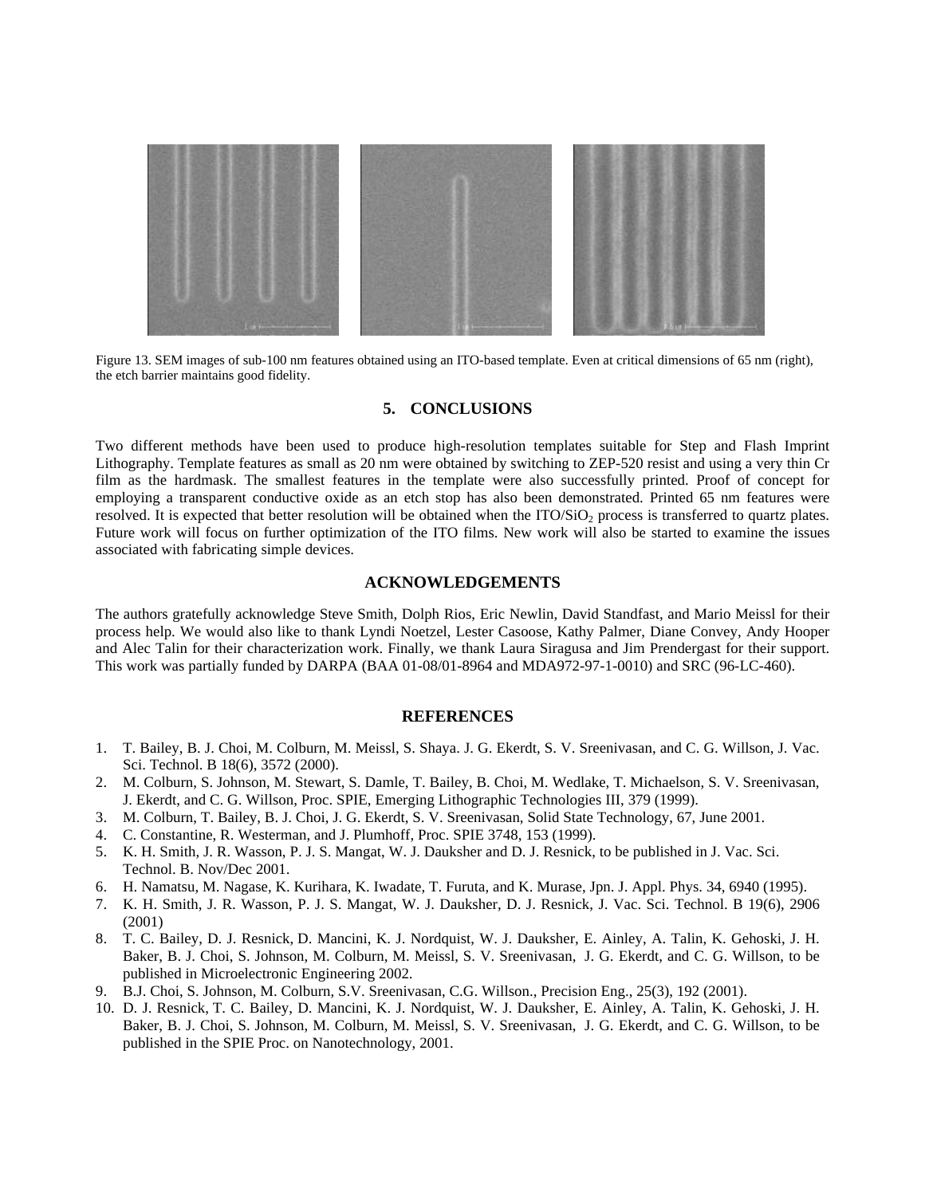Figure 13. SEM images of sub-100 nm features obtained using an ITO-based template. Even at critical dimensions of 65 nm (right), the etch barrier maintains good fidelity.

## 5. CONCLUSIONS

Two different methods have been used to produce high-resolution templates suitable for Step and Flash Imprint Lithography. Template features as small as 20 nm were obtained by switching to ZEP-520 resist and using a very thin Cr film as the hardmask. The smallest features in the template were also successfully printed. Proof of concept for employing a transparent conductive oxide as an etch stop has also been demonstrated. Printed 65 nm features were resolved. It is expected that better resolution will be obtained when the ITO/$SiO_2$ process is transferred to quartz plates. Future work will focus on further optimization of the ITO films. New work will also be started to examine the issues associated with fabricating simple devices.

## ACKNOWLEDGEMENTS

The authors gratefully acknowledge Steve Smith, Dolph Rios, Eric Newlin, David Standfast, and Mario Meissl for their process help. We would also like to thank Lyndi Noetzel, Lester Casoose, Kathy Palmer, Diane Convey, Andy Hooper and Alec Talin for their characterization work. Finally, we thank Laura Siragusa and Jim Prendergast for their support. This work was partially funded by DARPA (BAA 01-08/01-8964 and MDA972-97-1-0010) and SRC (96-LC-460).

## REFERENCES

1. T. Bailey, B. J. Choi, M. Colburn, M. Meissl, S. Shaya. J. G. Ekerdt, S. V. Sreenivasan, and C. G. Willson, J. Vac. Sci. Technol. B 18(6), 3572 (2000).
2. M. Colburn, S. Johnson, M. Stewart, S. Damle, T. Bailey, B. Choi, M. Wedlake, T. Michaelson, S. V. Sreenivasan, J. Ekerdt, and C. G. Willson, Proc. SPIE, Emerging Lithographic Technologies III, 379 (1999).
3. M. Colburn, T. Bailey, B. J. Choi, J. G. Ekerdt, S. V. Sreenivasan, Solid State Technology, 67, June 2001.
4. C. Constantine, R. Westerman, and J. Plumhoff, Proc. SPIE 3748, 153 (1999).
5. K. H. Smith, J. R. Wasson, P. J. S. Mangat, W. J. Dauksher and D. J. Resnick, to be published in J. Vac. Sci. Technol. B. Nov/Dec 2001.
6. H. Namatsu, M. Nagase, K. Kurihara, K. Iwadate, T. Furuta, and K. Murase, Jpn. J. Appl. Phys. 34, 6940 (1995).
7. K. H. Smith, J. R. Wasson, P. J. S. Mangat, W. J. Dauksher, D. J. Resnick, J. Vac. Sci. Technol. B 19(6), 2906 (2001)
8. T. C. Bailey, D. J. Resnick, D. Mancini, K. J. Nordquist, W. J. Dauksher, E. Ainley, A. Talin, K. Gehoski, J. H. Baker, B. J. Choi, S. Johnson, M. Colburn, M. Meissl, S. V. Sreenivasan, J. G. Ekerdt, and C. G. Willson, to be published in Microelectronic Engineering 2002.
9. B.J. Choi, S. Johnson, M. Colburn, S.V. Sreenivasan, C.G. Willson., Precision Eng., 25(3), 192 (2001).
10. D. J. Resnick, T. C. Bailey, D. Mancini, K. J. Nordquist, W. J. Dauksher, E. Ainley, A. Talin, K. Gehoski, J. H. Baker, B. J. Choi, S. Johnson, M. Colburn, M. Meissl, S. V. Sreenivasan, J. G. Ekerdt, and C. G. Willson, to be published in the SPIE Proc. on Nanotechnology, 2001.